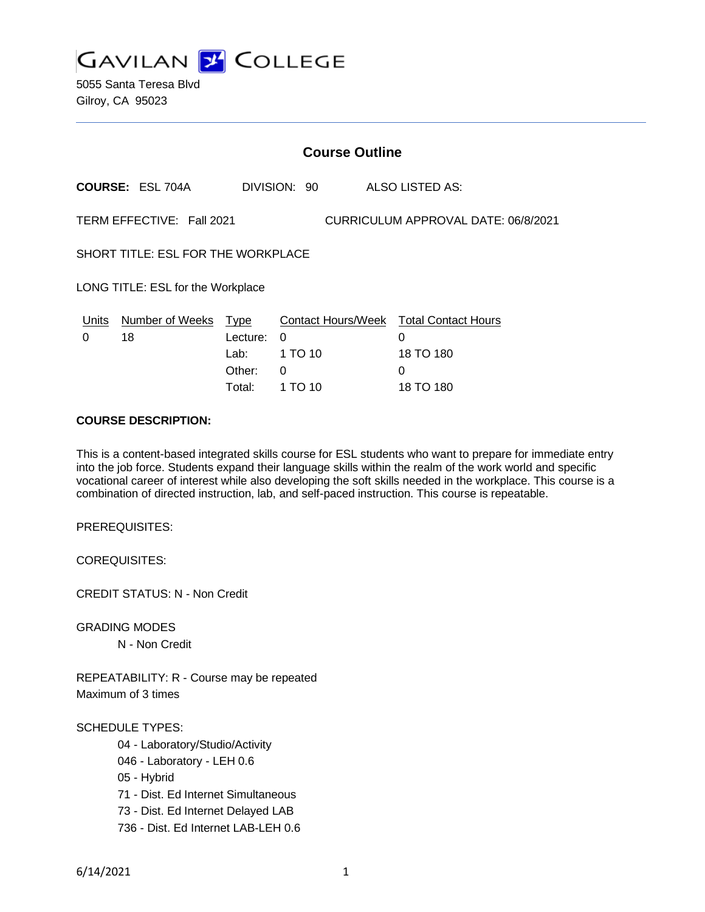# GAVILAN COLLEGE

5055 Santa Teresa Blvd
Gilroy, CA 95023

## Course Outline

**COURSE:** ESL 704A DIVISION: 90 ALSO LISTED AS:

TERM EFFECTIVE: Fall 2021 CURRICULUM APPROVAL DATE: 06/8/2021

SHORT TITLE: ESL FOR THE WORKPLACE

LONG TITLE: ESL for the Workplace

| Units | Number of Weeks | Type | Contact Hours/Week | Total Contact Hours |
|---|---|---|---|---|
| 0 | 18 | Lecture: | 0 | 0 |
| | | Lab: | 1 TO 10 | 18 TO 180 |
| | | Other: | 0 | 0 |
| | | Total: | 1 TO 10 | 18 TO 180 |

**COURSE DESCRIPTION:**

This is a content-based integrated skills course for ESL students who want to prepare for immediate entry into the job force. Students expand their language skills within the realm of the work world and specific vocational career of interest while also developing the soft skills needed in the workplace. This course is a combination of directed instruction, lab, and self-paced instruction. This course is repeatable.

PREREQUISITES:

COREQUISITES:

CREDIT STATUS: N - Non Credit

GRADING MODES

N - Non Credit

REPEATABILITY: R - Course may be repeated
Maximum of 3 times

SCHEDULE TYPES:

04 - Laboratory/Studio/Activity
046 - Laboratory - LEH 0.6
05 - Hybrid
71 - Dist. Ed Internet Simultaneous
73 - Dist. Ed Internet Delayed LAB
736 - Dist. Ed Internet LAB-LEH 0.6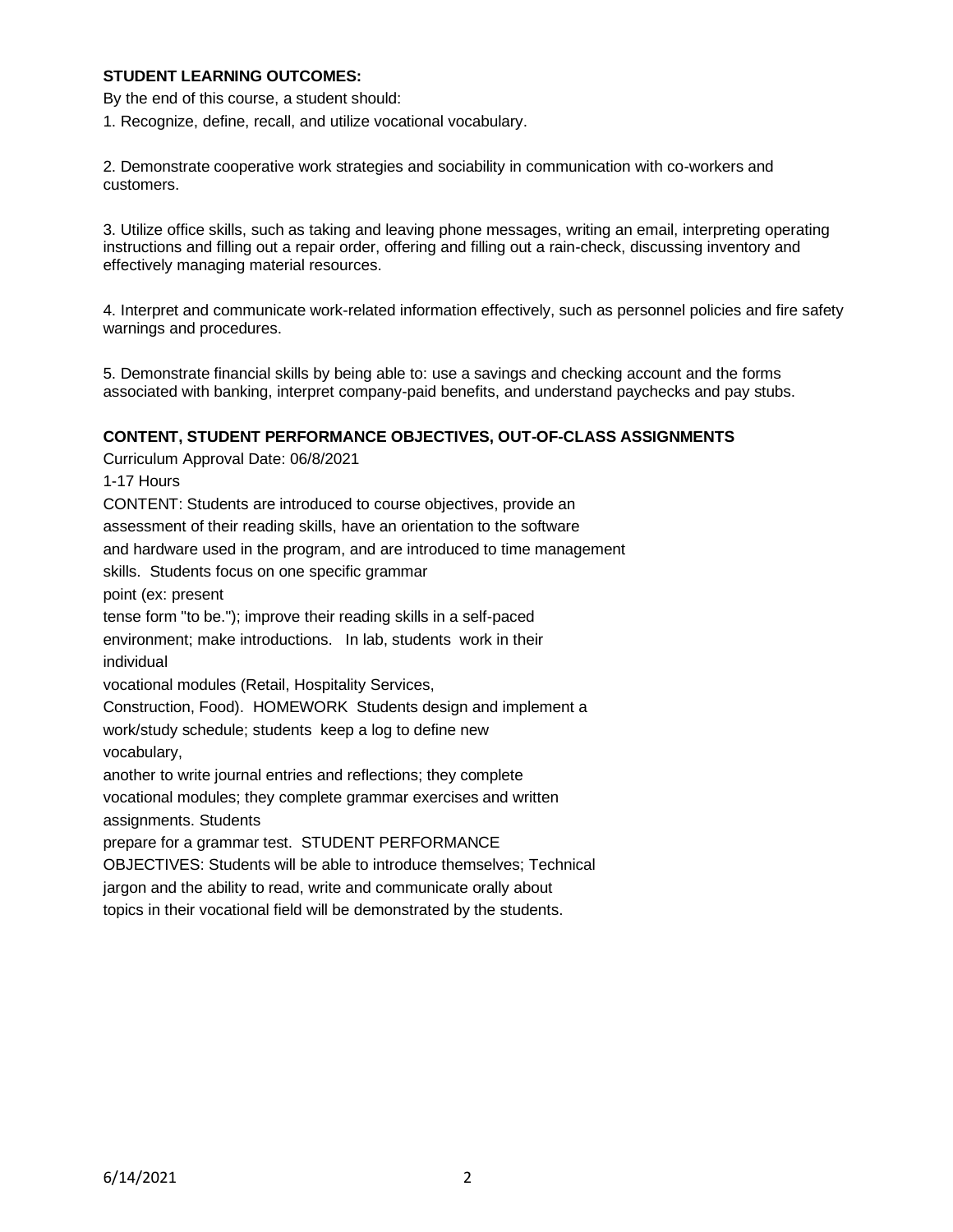**STUDENT LEARNING OUTCOMES:**

By the end of this course, a student should:

1. Recognize, define, recall, and utilize vocational vocabulary.

2. Demonstrate cooperative work strategies and sociability in communication with co-workers and customers.

3. Utilize office skills, such as taking and leaving phone messages, writing an email, interpreting operating instructions and filling out a repair order, offering and filling out a rain-check, discussing inventory and effectively managing material resources.

4. Interpret and communicate work-related information effectively, such as personnel policies and fire safety warnings and procedures.

5. Demonstrate financial skills by being able to: use a savings and checking account and the forms associated with banking, interpret company-paid benefits, and understand paychecks and pay stubs.

**CONTENT, STUDENT PERFORMANCE OBJECTIVES, OUT-OF-CLASS ASSIGNMENTS**

Curriculum Approval Date: 06/8/2021

1-17 Hours

CONTENT: Students are introduced to course objectives, provide an assessment of their reading skills, have an orientation to the software and hardware used in the program, and are introduced to time management skills. Students focus on one specific grammar point (ex: present tense form "to be."); improve their reading skills in a self-paced environment; make introductions. In lab, students work in their individual vocational modules (Retail, Hospitality Services, Construction, Food). HOMEWORK Students design and implement a work/study schedule; students keep a log to define new vocabulary, another to write journal entries and reflections; they complete vocational modules; they complete grammar exercises and written assignments. Students prepare for a grammar test. STUDENT PERFORMANCE OBJECTIVES: Students will be able to introduce themselves; Technical jargon and the ability to read, write and communicate orally about topics in their vocational field will be demonstrated by the students.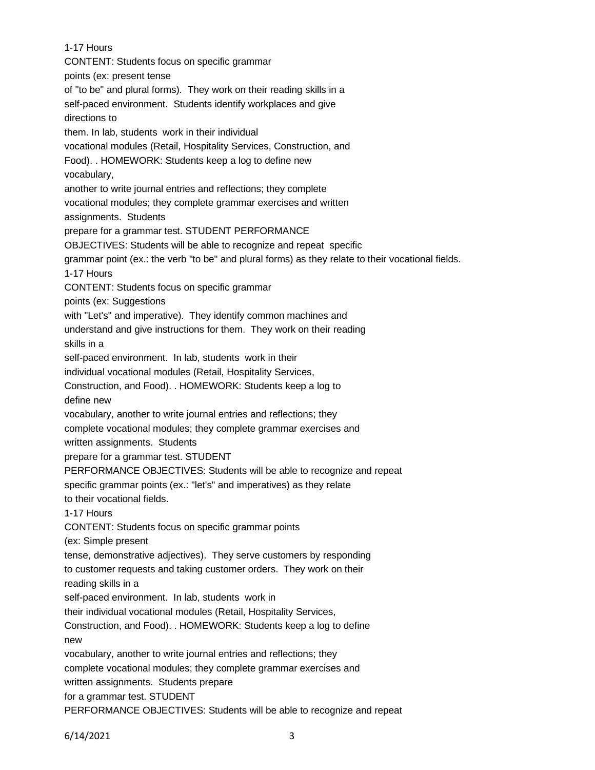1-17 Hours

CONTENT: Students focus on specific grammar points (ex: present tense of "to be" and plural forms). They work on their reading skills in a self-paced environment. Students identify workplaces and give directions to them. In lab, students work in their individual vocational modules (Retail, Hospitality Services, Construction, and Food). . HOMEWORK: Students keep a log to define new vocabulary, another to write journal entries and reflections; they complete vocational modules; they complete grammar exercises and written assignments. Students prepare for a grammar test. STUDENT PERFORMANCE OBJECTIVES: Students will be able to recognize and repeat specific grammar point (ex.: the verb "to be" and plural forms) as they relate to their vocational fields.

1-17 Hours

CONTENT: Students focus on specific grammar points (ex: Suggestions with "Let's" and imperative). They identify common machines and understand and give instructions for them. They work on their reading skills in a self-paced environment. In lab, students work in their individual vocational modules (Retail, Hospitality Services, Construction, and Food). . HOMEWORK: Students keep a log to define new vocabulary, another to write journal entries and reflections; they complete vocational modules; they complete grammar exercises and written assignments. Students prepare for a grammar test. STUDENT PERFORMANCE OBJECTIVES: Students will be able to recognize and repeat specific grammar points (ex.: "let's" and imperatives) as they relate to their vocational fields.

1-17 Hours

CONTENT: Students focus on specific grammar points (ex: Simple present tense, demonstrative adjectives). They serve customers by responding to customer requests and taking customer orders. They work on their reading skills in a self-paced environment. In lab, students work in their individual vocational modules (Retail, Hospitality Services, Construction, and Food). . HOMEWORK: Students keep a log to define new vocabulary, another to write journal entries and reflections; they complete vocational modules; they complete grammar exercises and written assignments. Students prepare for a grammar test. STUDENT PERFORMANCE OBJECTIVES: Students will be able to recognize and repeat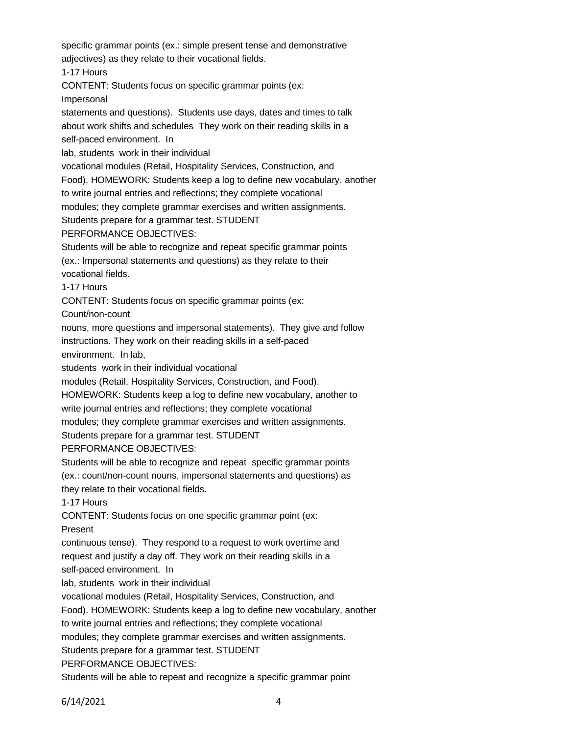specific grammar points (ex.: simple present tense and demonstrative adjectives) as they relate to their vocational fields.

1-17 Hours

CONTENT: Students focus on specific grammar points (ex: Impersonal statements and questions). Students use days, dates and times to talk about work shifts and schedules They work on their reading skills in a self-paced environment. In lab, students work in their individual vocational modules (Retail, Hospitality Services, Construction, and Food). HOMEWORK: Students keep a log to define new vocabulary, another to write journal entries and reflections; they complete vocational modules; they complete grammar exercises and written assignments. Students prepare for a grammar test. STUDENT PERFORMANCE OBJECTIVES:

Students will be able to recognize and repeat specific grammar points (ex.: Impersonal statements and questions) as they relate to their vocational fields.

1-17 Hours

CONTENT: Students focus on specific grammar points (ex: Count/non-count nouns, more questions and impersonal statements). They give and follow instructions. They work on their reading skills in a self-paced environment. In lab, students work in their individual vocational modules (Retail, Hospitality Services, Construction, and Food). HOMEWORK: Students keep a log to define new vocabulary, another to write journal entries and reflections; they complete vocational modules; they complete grammar exercises and written assignments. Students prepare for a grammar test. STUDENT PERFORMANCE OBJECTIVES:

Students will be able to recognize and repeat specific grammar points (ex.: count/non-count nouns, impersonal statements and questions) as they relate to their vocational fields.

1-17 Hours

CONTENT: Students focus on one specific grammar point (ex: Present continuous tense). They respond to a request to work overtime and request and justify a day off. They work on their reading skills in a self-paced environment. In lab, students work in their individual vocational modules (Retail, Hospitality Services, Construction, and Food). HOMEWORK: Students keep a log to define new vocabulary, another to write journal entries and reflections; they complete vocational modules; they complete grammar exercises and written assignments. Students prepare for a grammar test. STUDENT PERFORMANCE OBJECTIVES:

Students will be able to repeat and recognize a specific grammar point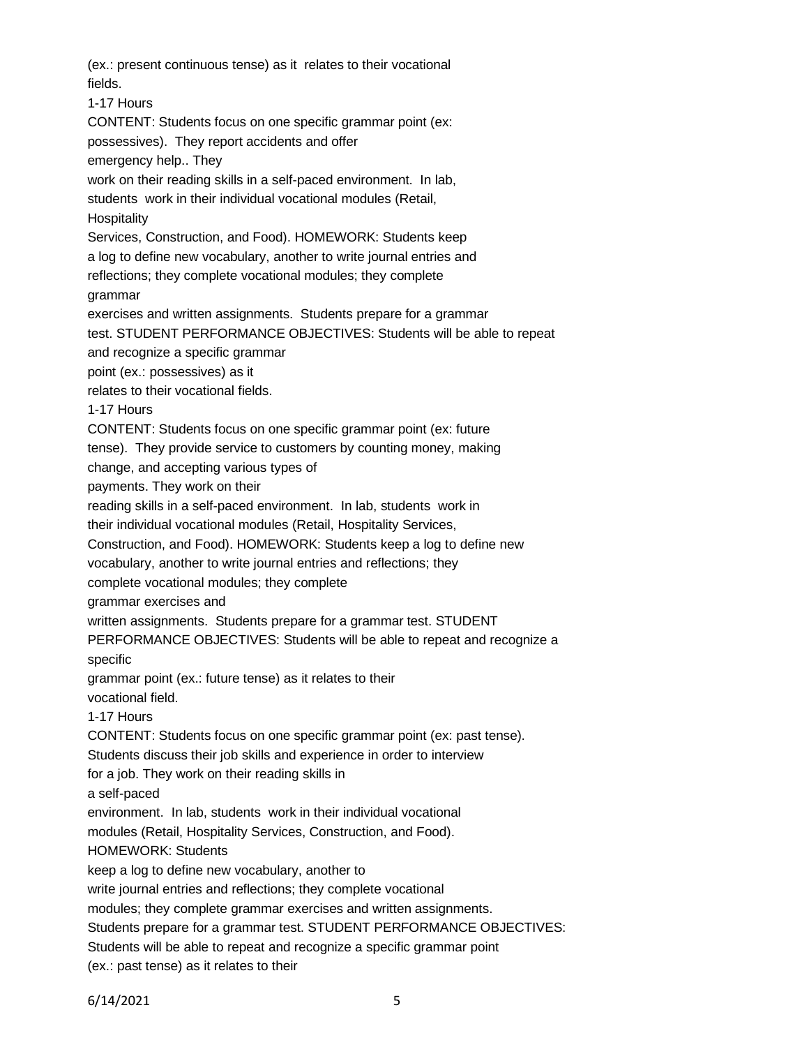(ex.: present continuous tense) as it relates to their vocational fields.

1-17 Hours

CONTENT: Students focus on one specific grammar point (ex: possessives). They report accidents and offer emergency help.. They work on their reading skills in a self-paced environment. In lab, students work in their individual vocational modules (Retail, Hospitality Services, Construction, and Food). HOMEWORK: Students keep a log to define new vocabulary, another to write journal entries and reflections; they complete vocational modules; they complete grammar exercises and written assignments. Students prepare for a grammar test. STUDENT PERFORMANCE OBJECTIVES: Students will be able to repeat and recognize a specific grammar point (ex.: possessives) as it relates to their vocational fields.

1-17 Hours

CONTENT: Students focus on one specific grammar point (ex: future tense). They provide service to customers by counting money, making change, and accepting various types of payments. They work on their reading skills in a self-paced environment. In lab, students work in their individual vocational modules (Retail, Hospitality Services, Construction, and Food). HOMEWORK: Students keep a log to define new vocabulary, another to write journal entries and reflections; they complete vocational modules; they complete grammar exercises and written assignments. Students prepare for a grammar test. STUDENT PERFORMANCE OBJECTIVES: Students will be able to repeat and recognize a specific grammar point (ex.: future tense) as it relates to their vocational field.

1-17 Hours

CONTENT: Students focus on one specific grammar point (ex: past tense). Students discuss their job skills and experience in order to interview for a job. They work on their reading skills in a self-paced environment. In lab, students work in their individual vocational modules (Retail, Hospitality Services, Construction, and Food). HOMEWORK: Students keep a log to define new vocabulary, another to write journal entries and reflections; they complete vocational modules; they complete grammar exercises and written assignments. Students prepare for a grammar test. STUDENT PERFORMANCE OBJECTIVES: Students will be able to repeat and recognize a specific grammar point (ex.: past tense) as it relates to their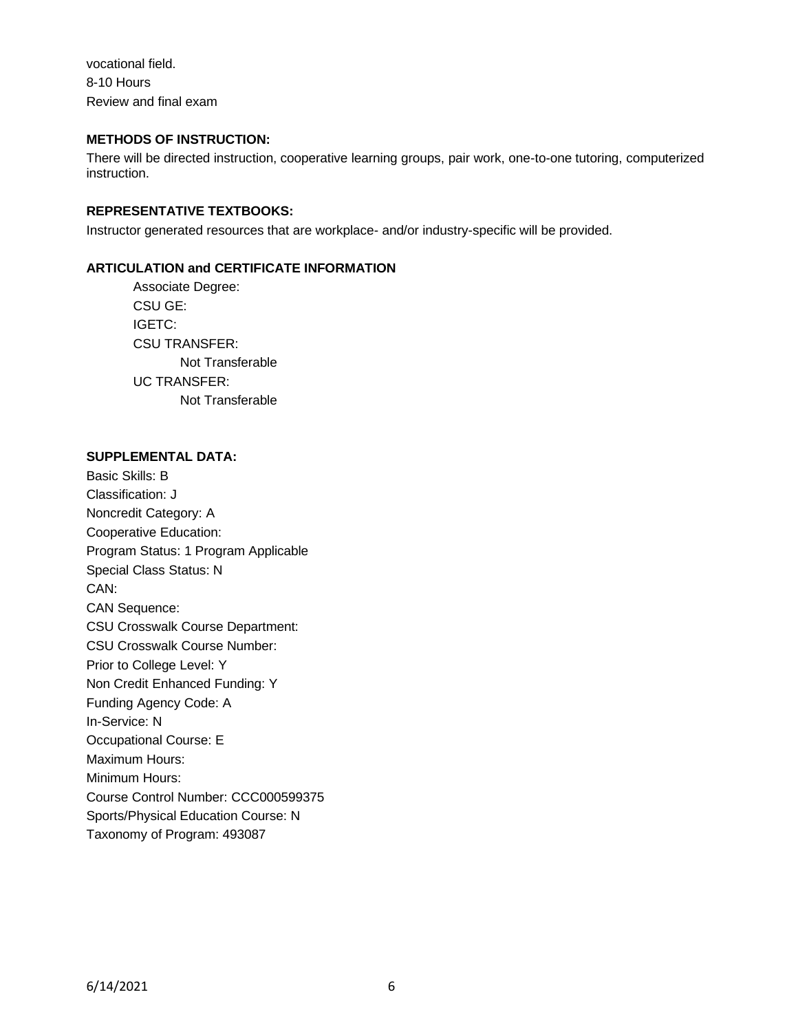vocational field.
8-10 Hours
Review and final exam

**METHODS OF INSTRUCTION:**

There will be directed instruction, cooperative learning groups, pair work, one-to-one tutoring, computerized instruction.

**REPRESENTATIVE TEXTBOOKS:**

Instructor generated resources that are workplace- and/or industry-specific will be provided.

**ARTICULATION and CERTIFICATE INFORMATION**

Associate Degree:
CSU GE:
IGETC:
CSU TRANSFER:
Not Transferable
UC TRANSFER:
Not Transferable

**SUPPLEMENTAL DATA:**

Basic Skills: B
Classification: J
Noncredit Category: A
Cooperative Education:
Program Status: 1 Program Applicable
Special Class Status: N
CAN:
CAN Sequence:
CSU Crosswalk Course Department:
CSU Crosswalk Course Number:
Prior to College Level: Y
Non Credit Enhanced Funding: Y
Funding Agency Code: A
In-Service: N
Occupational Course: E
Maximum Hours:
Minimum Hours:
Course Control Number: CCC000599375
Sports/Physical Education Course: N
Taxonomy of Program: 493087